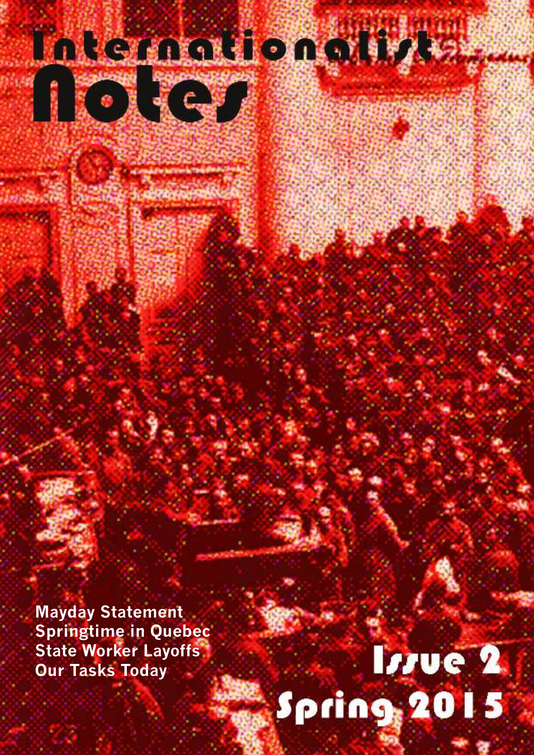# Internationalist Notes

**Mayday Statement**
**Springtime in Quebec**
**State Worker Layoffs**
**Our Tasks Today**

## Issue 2
## Spring 2015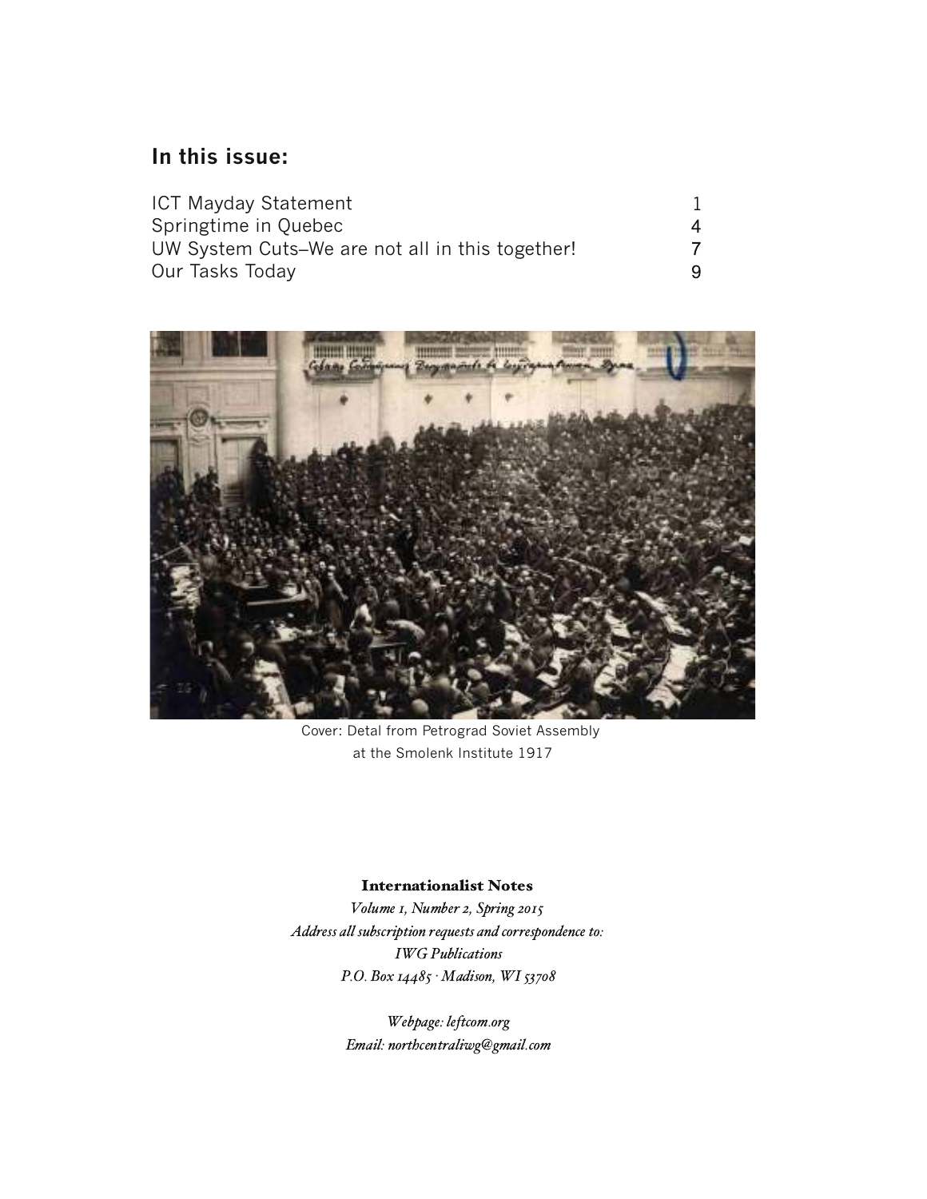## In this issue:

| | |
|---|---|
| ICT Mayday Statement | 1 |
| Springtime in Quebec | 4 |
| UW System Cuts–We are not all in this together! | 7 |
| Our Tasks Today | 9 |

Cover: Detal from Petrograd Soviet Assembly at the Smolenk Institute 1917

**Internationalist Notes**

*Volume 1, Number 2, Spring 2015*
*Address all subscription requests and correspondence to:*
*IWG Publications*
*P.O. Box 14485 · Madison, WI 53708*

*Webpage: leftcom.org*
*Email: northcentraliwg@gmail.com*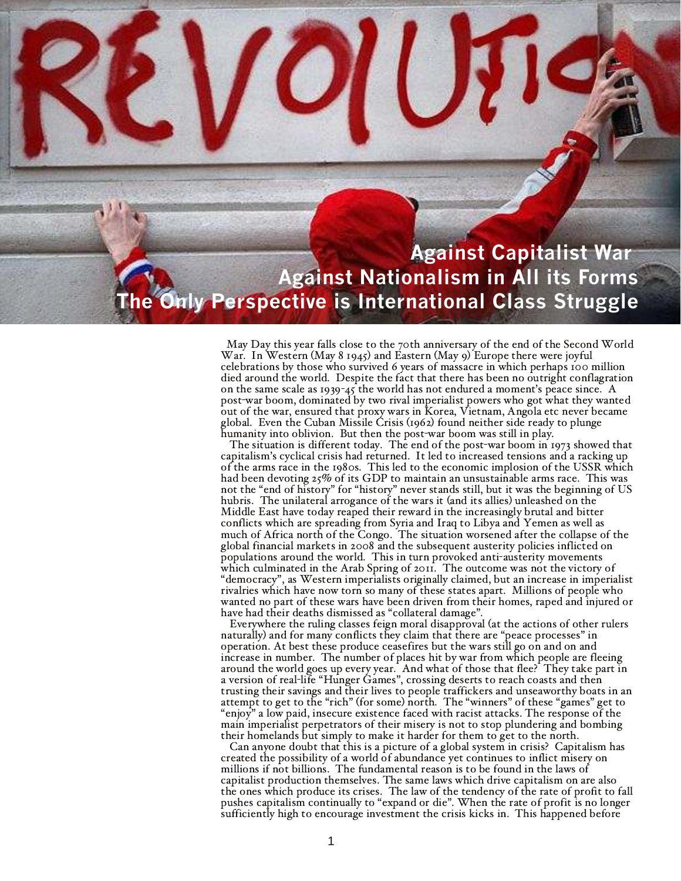# Against Capitalist War
# Against Nationalism in All its Forms
# The Only Perspective is International Class Struggle

May Day this year falls close to the 70th anniversary of the end of the Second World War. In Western (May 8 1945) and Eastern (May 9) Europe there were joyful celebrations by those who survived 6 years of massacre in which perhaps 100 million died around the world. Despite the fact that there has been no outright conflagration on the same scale as 1939-45 the world has not endured a moment's peace since. A post-war boom, dominated by two rival imperialist powers who got what they wanted out of the war, ensured that proxy wars in Korea, Vietnam, Angola etc never became global. Even the Cuban Missile Crisis (1962) found neither side ready to plunge humanity into oblivion. But then the post-war boom was still in play.

The situation is different today. The end of the post-war boom in 1973 showed that capitalism's cyclical crisis had returned. It led to increased tensions and a racking up of the arms race in the 1980s. This led to the economic implosion of the USSR which had been devoting 25% of its GDP to maintain an unsustainable arms race. This was not the "end of history" for "history" never stands still, but it was the beginning of US hubris. The unilateral arrogance of the wars it (and its allies) unleashed on the Middle East have today reaped their reward in the increasingly brutal and bitter conflicts which are spreading from Syria and Iraq to Libya and Yemen as well as much of Africa north of the Congo. The situation worsened after the collapse of the global financial markets in 2008 and the subsequent austerity policies inflicted on populations around the world. This in turn provoked anti-austerity movements which culminated in the Arab Spring of 2011. The outcome was not the victory of "democracy", as Western imperialists originally claimed, but an increase in imperialist rivalries which have now torn so many of these states apart. Millions of people who wanted no part of these wars have been driven from their homes, raped and injured or have had their deaths dismissed as "collateral damage".

Everywhere the ruling classes feign moral disapproval (at the actions of other rulers naturally) and for many conflicts they claim that there are "peace processes" in operation. At best these produce ceasefires but the wars still go on and on and increase in number. The number of places hit by war from which people are fleeing around the world goes up every year. And what of those that flee? They take part in a version of real-life "Hunger Games", crossing deserts to reach coasts and then trusting their savings and their lives to people traffickers and unseaworthy boats in an attempt to get to the "rich" (for some) north. The "winners" of these "games" get to "enjoy" a low paid, insecure existence faced with racist attacks. The response of the main imperialist perpetrators of their misery is not to stop plundering and bombing their homelands but simply to make it harder for them to get to the north.

Can anyone doubt that this is a picture of a global system in crisis? Capitalism has created the possibility of a world of abundance yet continues to inflict misery on millions if not billions. The fundamental reason is to be found in the laws of capitalist production themselves. The same laws which drive capitalism on are also the ones which produce its crises. The law of the tendency of the rate of profit to fall pushes capitalism continually to "expand or die". When the rate of profit is no longer sufficiently high to encourage investment the crisis kicks in. This happened before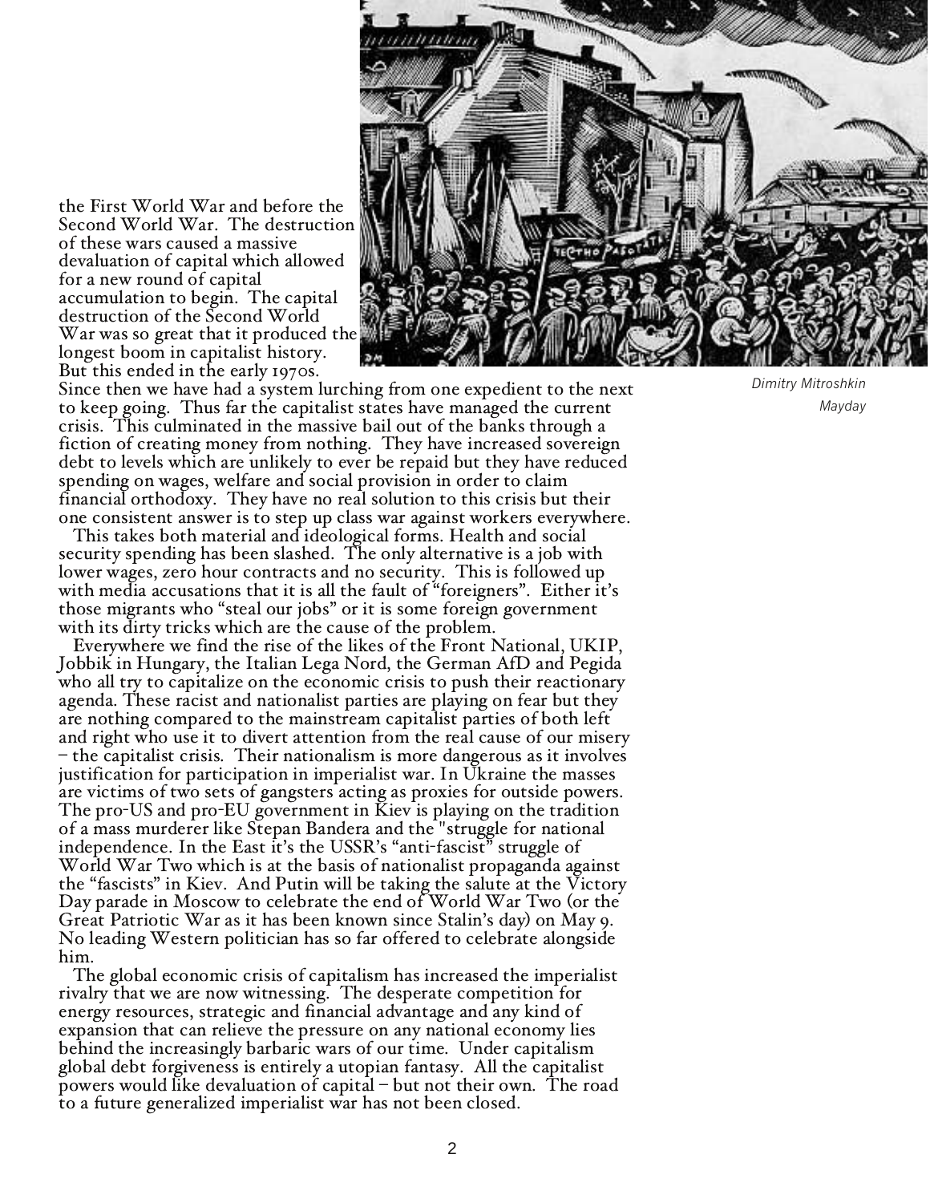the First World War and before the Second World War. The destruction of these wars caused a massive devaluation of capital which allowed for a new round of capital accumulation to begin. The capital destruction of the Second World War was so great that it produced the longest boom in capitalist history. But this ended in the early 1970s. Since then we have had a system lurching from one expedient to the next to keep going. Thus far the capitalist states have managed the current crisis. This culminated in the massive bail out of the banks through a fiction of creating money from nothing. They have increased sovereign debt to levels which are unlikely to ever be repaid but they have reduced spending on wages, welfare and social provision in order to claim financial orthodoxy. They have no real solution to this crisis but their one consistent answer is to step up class war against workers everywhere.

*Dimitry Mitroshkin*
*Mayday*

This takes both material and ideological forms. Health and social security spending has been slashed. The only alternative is a job with lower wages, zero hour contracts and no security. This is followed up with media accusations that it is all the fault of "foreigners". Either it's those migrants who "steal our jobs" or it is some foreign government with its dirty tricks which are the cause of the problem.

Everywhere we find the rise of the likes of the Front National, UKIP, Jobbik in Hungary, the Italian Lega Nord, the German AfD and Pegida who all try to capitalize on the economic crisis to push their reactionary agenda. These racist and nationalist parties are playing on fear but they are nothing compared to the mainstream capitalist parties of both left and right who use it to divert attention from the real cause of our misery – the capitalist crisis. Their nationalism is more dangerous as it involves justification for participation in imperialist war. In Ukraine the masses are victims of two sets of gangsters acting as proxies for outside powers. The pro-US and pro-EU government in Kiev is playing on the tradition of a mass murderer like Stepan Bandera and the "struggle for national independence. In the East it's the USSR's "anti-fascist" struggle of World War Two which is at the basis of nationalist propaganda against the "fascists" in Kiev. And Putin will be taking the salute at the Victory Day parade in Moscow to celebrate the end of World War Two (or the Great Patriotic War as it has been known since Stalin's day) on May 9. No leading Western politician has so far offered to celebrate alongside him.

The global economic crisis of capitalism has increased the imperialist rivalry that we are now witnessing. The desperate competition for energy resources, strategic and financial advantage and any kind of expansion that can relieve the pressure on any national economy lies behind the increasingly barbaric wars of our time. Under capitalism global debt forgiveness is entirely a utopian fantasy. All the capitalist powers would like devaluation of capital – but not their own. The road to a future generalized imperialist war has not been closed.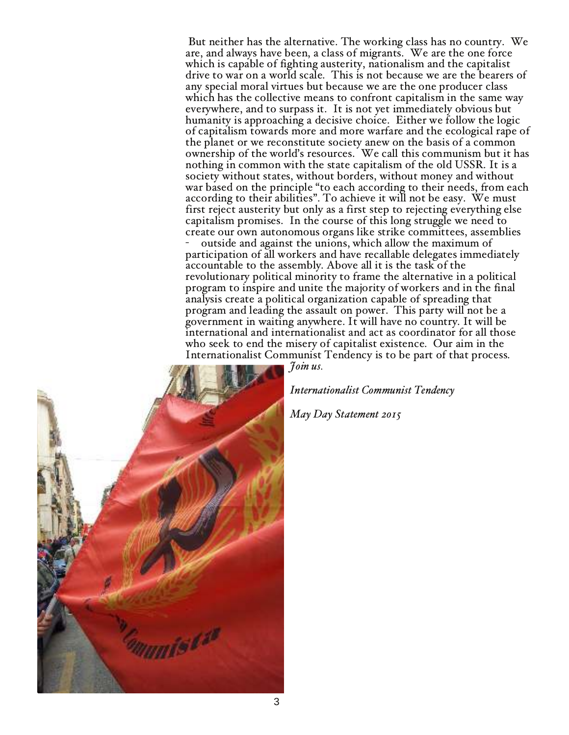But neither has the alternative. The working class has no country. We are, and always have been, a class of migrants. We are the one force which is capable of fighting austerity, nationalism and the capitalist drive to war on a world scale. This is not because we are the bearers of any special moral virtues but because we are the one producer class which has the collective means to confront capitalism in the same way everywhere, and to surpass it. It is not yet immediately obvious but humanity is approaching a decisive choice. Either we follow the logic of capitalism towards more and more warfare and the ecological rape of the planet or we reconstitute society anew on the basis of a common ownership of the world's resources. We call this communism but it has nothing in common with the state capitalism of the old USSR. It is a society without states, without borders, without money and without war based on the principle "to each according to their needs, from each according to their abilities". To achieve it will not be easy. We must first reject austerity but only as a first step to rejecting everything else capitalism promises. In the course of this long struggle we need to create our own autonomous organs like strike committees, assemblies - outside and against the unions, which allow the maximum of participation of all workers and have recallable delegates immediately accountable to the assembly. Above all it is the task of the revolutionary political minority to frame the alternative in a political program to inspire and unite the majority of workers and in the final analysis create a political organization capable of spreading that program and leading the assault on power. This party will not be a government in waiting anywhere. It will have no country. It will be international and internationalist and act as coordinator for all those who seek to end the misery of capitalist existence. Our aim in the Internationalist Communist Tendency is to be part of that process. *Join us.*

*Internationalist Communist Tendency*

*May Day Statement 2015*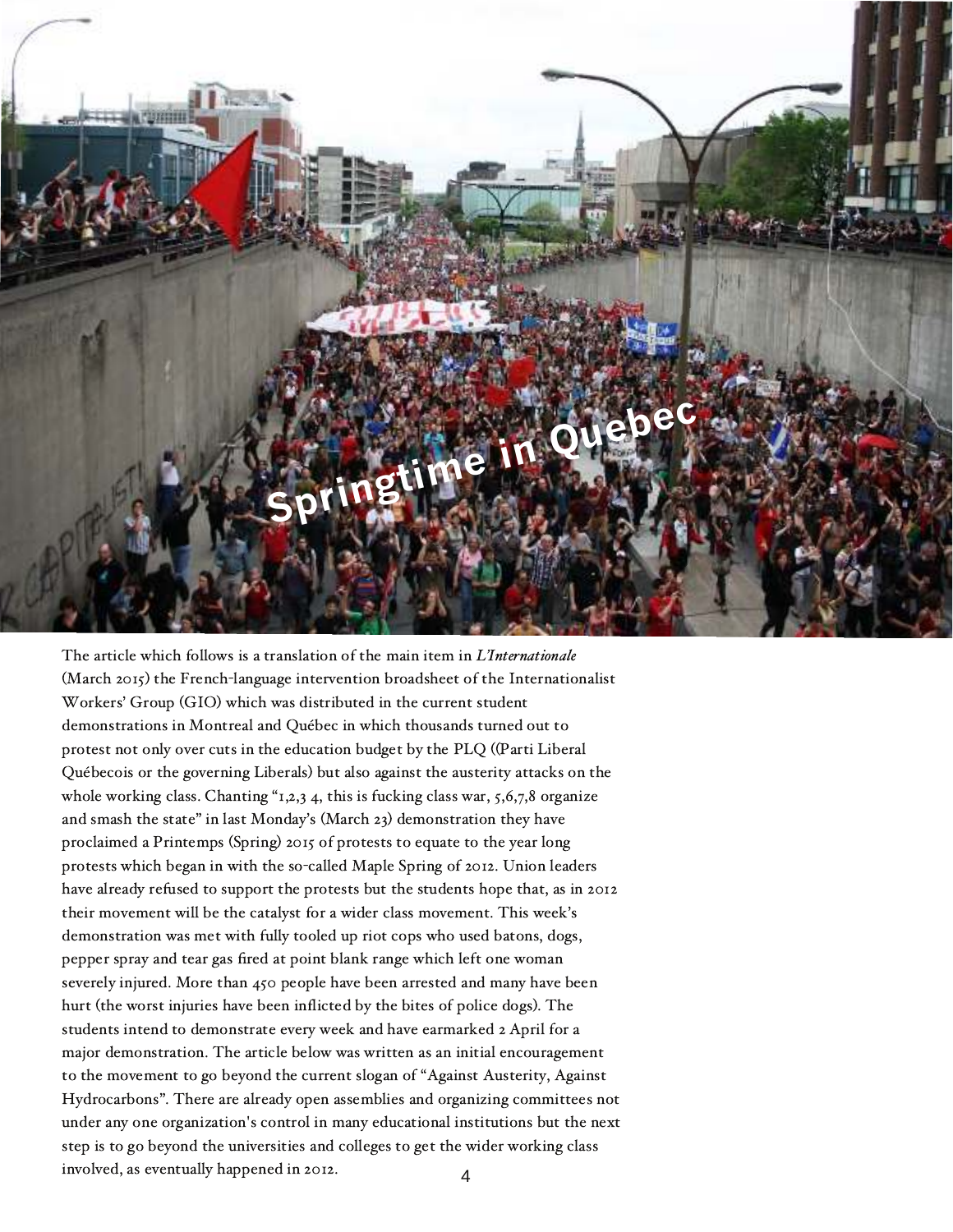# Springtime in Quebec

The article which follows is a translation of the main item in *L'Internationale* (March 2015) the French-language intervention broadsheet of the Internationalist Workers' Group (GIO) which was distributed in the current student demonstrations in Montreal and Québec in which thousands turned out to protest not only over cuts in the education budget by the PLQ ((Parti Liberal Québecois or the governing Liberals) but also against the austerity attacks on the whole working class. Chanting "1,2,3 4, this is fucking class war, 5,6,7,8 organize and smash the state" in last Monday's (March 23) demonstration they have proclaimed a Printemps (Spring) 2015 of protests to equate to the year long protests which began in with the so-called Maple Spring of 2012. Union leaders have already refused to support the protests but the students hope that, as in 2012 their movement will be the catalyst for a wider class movement. This week's demonstration was met with fully tooled up riot cops who used batons, dogs, pepper spray and tear gas fired at point blank range which left one woman severely injured. More than 450 people have been arrested and many have been hurt (the worst injuries have been inflicted by the bites of police dogs). The students intend to demonstrate every week and have earmarked 2 April for a major demonstration. The article below was written as an initial encouragement to the movement to go beyond the current slogan of "Against Austerity, Against Hydrocarbons". There are already open assemblies and organizing committees not under any one organization's control in many educational institutions but the next step is to go beyond the universities and colleges to get the wider working class involved, as eventually happened in 2012.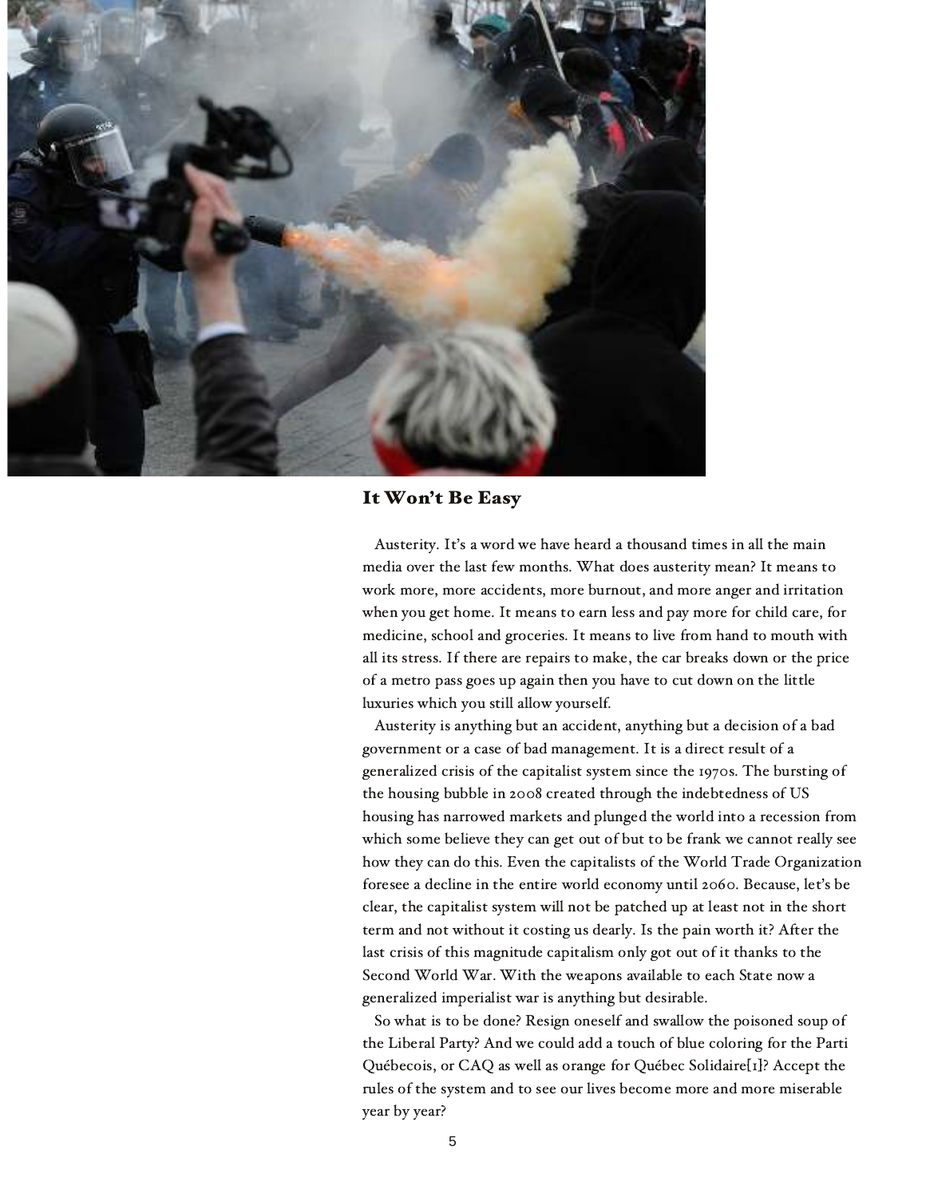## It Won't Be Easy

Austerity. It's a word we have heard a thousand times in all the main media over the last few months. What does austerity mean? It means to work more, more accidents, more burnout, and more anger and irritation when you get home. It means to earn less and pay more for child care, for medicine, school and groceries. It means to live from hand to mouth with all its stress. If there are repairs to make, the car breaks down or the price of a metro pass goes up again then you have to cut down on the little luxuries which you still allow yourself.

Austerity is anything but an accident, anything but a decision of a bad government or a case of bad management. It is a direct result of a generalized crisis of the capitalist system since the 1970s. The bursting of the housing bubble in 2008 created through the indebtedness of US housing has narrowed markets and plunged the world into a recession from which some believe they can get out of but to be frank we cannot really see how they can do this. Even the capitalists of the World Trade Organization foresee a decline in the entire world economy until 2060. Because, let's be clear, the capitalist system will not be patched up at least not in the short term and not without it costing us dearly. Is the pain worth it? After the last crisis of this magnitude capitalism only got out of it thanks to the Second World War. With the weapons available to each State now a generalized imperialist war is anything but desirable.

So what is to be done? Resign oneself and swallow the poisoned soup of the Liberal Party? And we could add a touch of blue coloring for the Parti Québecois, or CAQ as well as orange for Québec Solidaire[1]? Accept the rules of the system and to see our lives become more and more miserable year by year?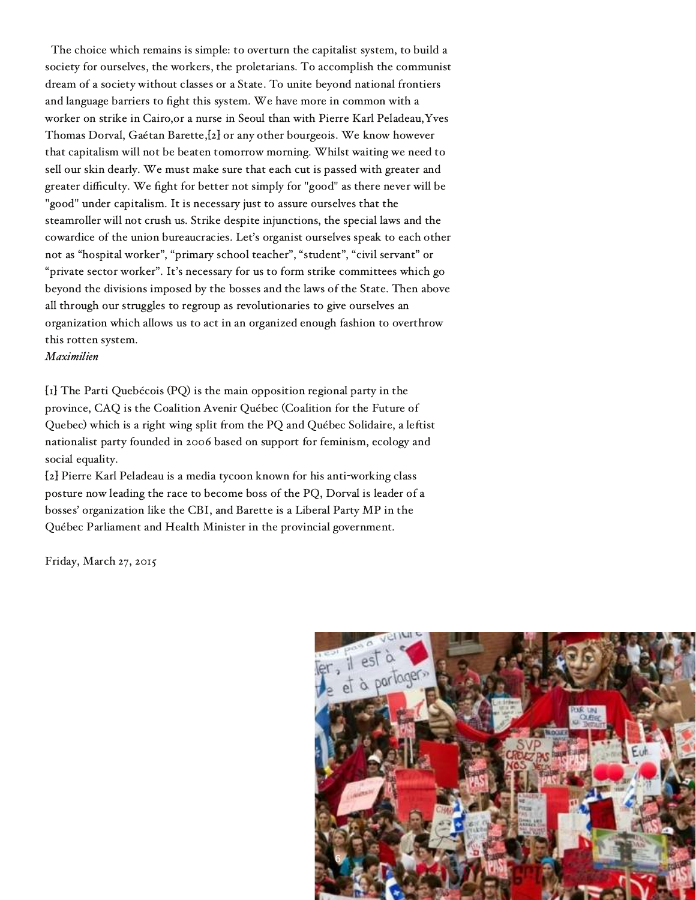The choice which remains is simple: to overturn the capitalist system, to build a society for ourselves, the workers, the proletarians. To accomplish the communist dream of a society without classes or a State. To unite beyond national frontiers and language barriers to fight this system. We have more in common with a worker on strike in Cairo,or a nurse in Seoul than with Pierre Karl Peladeau,Yves Thomas Dorval, Gaétan Barette,[2] or any other bourgeois. We know however that capitalism will not be beaten tomorrow morning. Whilst waiting we need to sell our skin dearly. We must make sure that each cut is passed with greater and greater difficulty. We fight for better not simply for "good" as there never will be "good" under capitalism. It is necessary just to assure ourselves that the steamroller will not crush us. Strike despite injunctions, the special laws and the cowardice of the union bureaucracies. Let's organist ourselves speak to each other not as "hospital worker", "primary school teacher", "student", "civil servant" or "private sector worker". It's necessary for us to form strike committees which go beyond the divisions imposed by the bosses and the laws of the State. Then above all through our struggles to regroup as revolutionaries to give ourselves an organization which allows us to act in an organized enough fashion to overthrow this rotten system.

*Maximilien*

[1] The Parti Quebécois (PQ) is the main opposition regional party in the province, CAQ is the Coalition Avenir Québec (Coalition for the Future of Quebec) which is a right wing split from the PQ and Québec Solidaire, a leftist nationalist party founded in 2006 based on support for feminism, ecology and social equality.

[2] Pierre Karl Peladeau is a media tycoon known for his anti-working class posture now leading the race to become boss of the PQ, Dorval is leader of a bosses' organization like the CBI, and Barette is a Liberal Party MP in the Québec Parliament and Health Minister in the provincial government.

Friday, March 27, 2015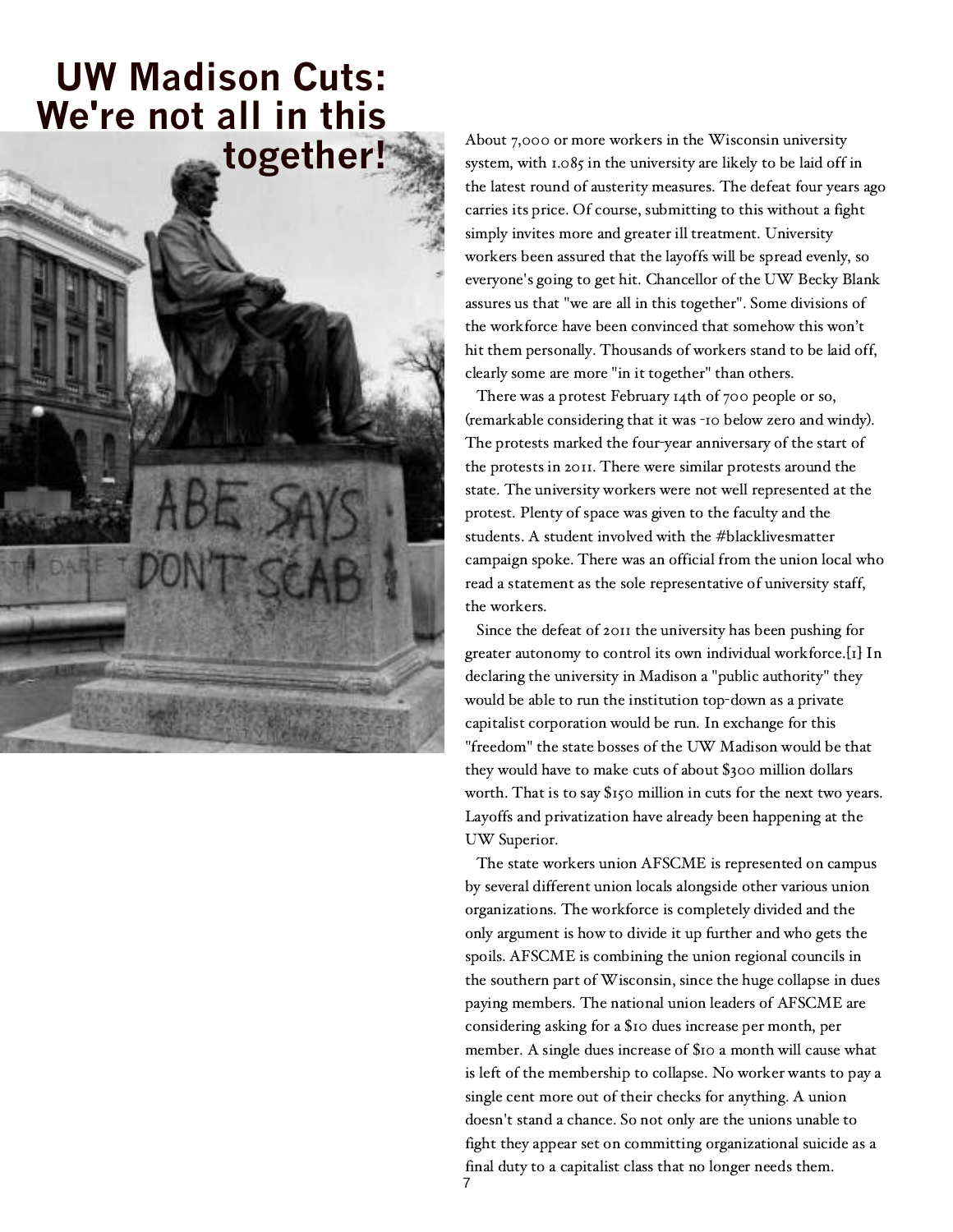# UW Madison Cuts: We're not all in this together!

About 7,000 or more workers in the Wisconsin university system, with 1.085 in the university are likely to be laid off in the latest round of austerity measures. The defeat four years ago carries its price. Of course, submitting to this without a fight simply invites more and greater ill treatment. University workers been assured that the layoffs will be spread evenly, so everyone's going to get hit. Chancellor of the UW Becky Blank assures us that "we are all in this together". Some divisions of the workforce have been convinced that somehow this won't hit them personally. Thousands of workers stand to be laid off, clearly some are more "in it together" than others.

There was a protest February 14th of 700 people or so, (remarkable considering that it was -10 below zero and windy). The protests marked the four-year anniversary of the start of the protests in 2011. There were similar protests around the state. The university workers were not well represented at the protest. Plenty of space was given to the faculty and the students. A student involved with the #blacklivesmatter campaign spoke. There was an official from the union local who read a statement as the sole representative of university staff, the workers.

Since the defeat of 2011 the university has been pushing for greater autonomy to control its own individual workforce.[1] In declaring the university in Madison a "public authority" they would be able to run the institution top-down as a private capitalist corporation would be run. In exchange for this "freedom" the state bosses of the UW Madison would be that they would have to make cuts of about $300 million dollars worth. That is to say $150 million in cuts for the next two years. Layoffs and privatization have already been happening at the UW Superior.

The state workers union AFSCME is represented on campus by several different union locals alongside other various union organizations. The workforce is completely divided and the only argument is how to divide it up further and who gets the spoils. AFSCME is combining the union regional councils in the southern part of Wisconsin, since the huge collapse in dues paying members. The national union leaders of AFSCME are considering asking for a $10 dues increase per month, per member. A single dues increase of $10 a month will cause what is left of the membership to collapse. No worker wants to pay a single cent more out of their checks for anything. A union doesn't stand a chance. So not only are the unions unable to fight they appear set on committing organizational suicide as a final duty to a capitalist class that no longer needs them.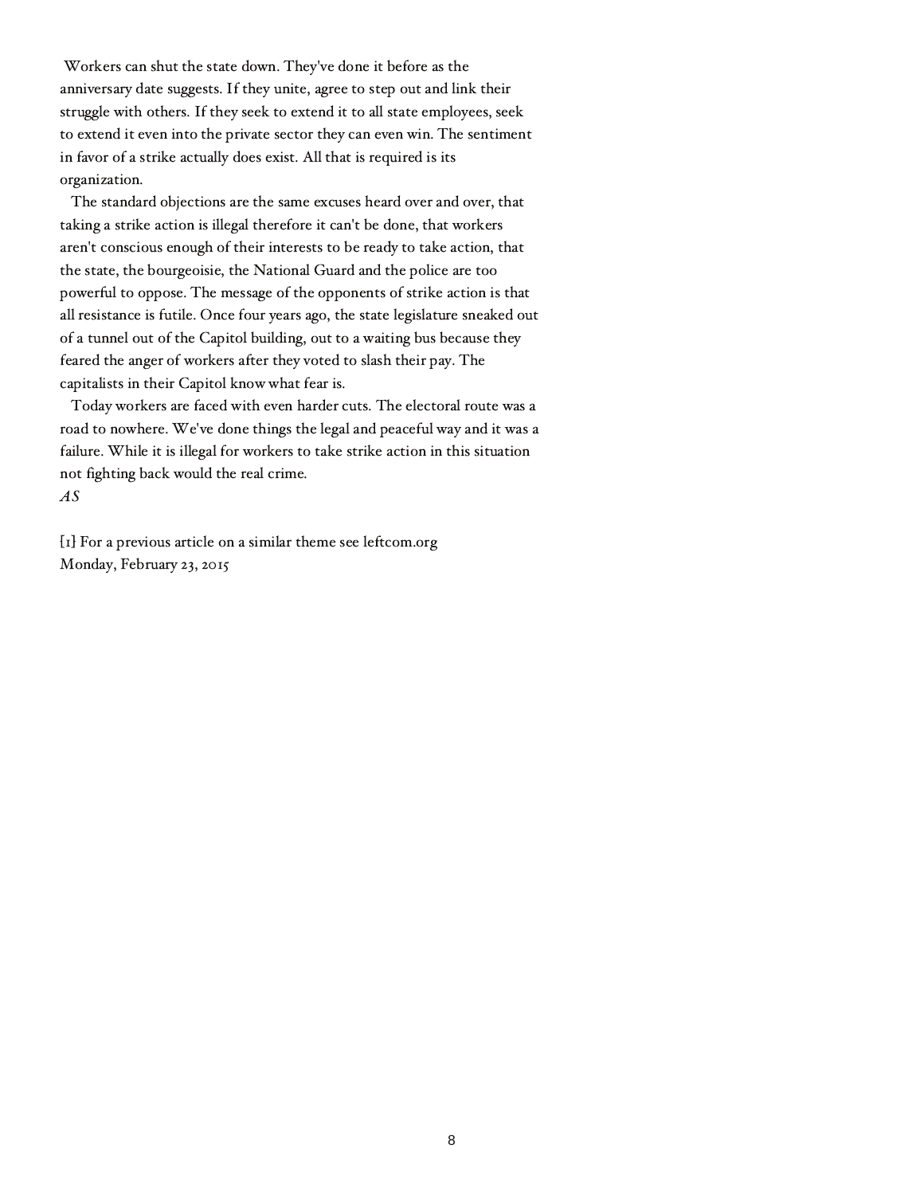Workers can shut the state down. They've done it before as the anniversary date suggests. If they unite, agree to step out and link their struggle with others. If they seek to extend it to all state employees, seek to extend it even into the private sector they can even win. The sentiment in favor of a strike actually does exist. All that is required is its organization.

The standard objections are the same excuses heard over and over, that taking a strike action is illegal therefore it can't be done, that workers aren't conscious enough of their interests to be ready to take action, that the state, the bourgeoisie, the National Guard and the police are too powerful to oppose. The message of the opponents of strike action is that all resistance is futile. Once four years ago, the state legislature sneaked out of a tunnel out of the Capitol building, out to a waiting bus because they feared the anger of workers after they voted to slash their pay. The capitalists in their Capitol know what fear is.

Today workers are faced with even harder cuts. The electoral route was a road to nowhere. We've done things the legal and peaceful way and it was a failure. While it is illegal for workers to take strike action in this situation not fighting back would the real crime.

*AS*

[1] For a previous article on a similar theme see leftcom.org

Monday, February 23, 2015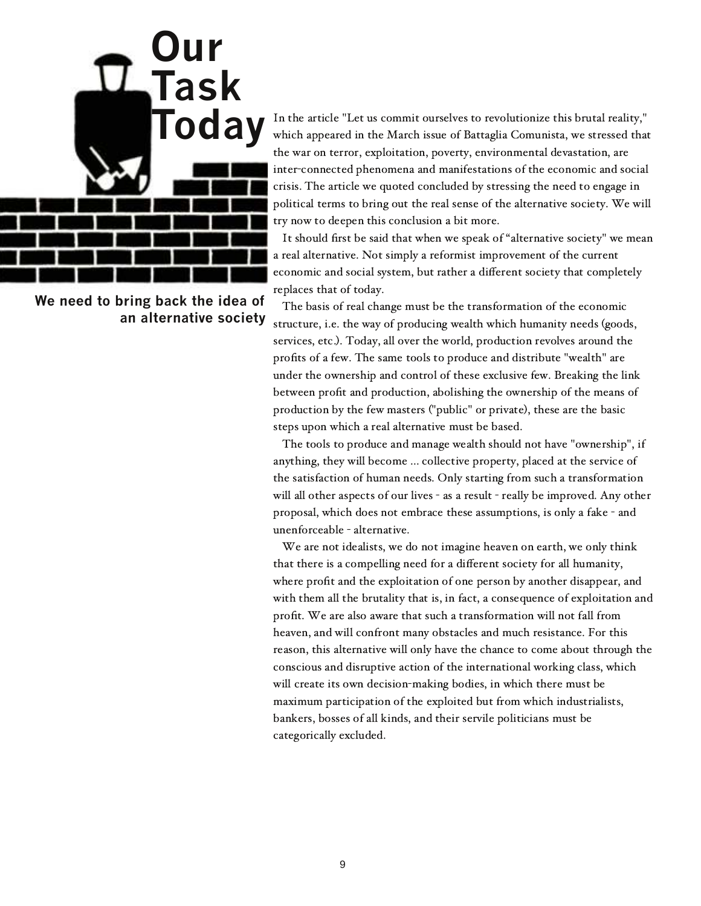# Our Task Today

**We need to bring back the idea of an alternative society**

In the article "Let us commit ourselves to revolutionize this brutal reality," which appeared in the March issue of Battaglia Comunista, we stressed that the war on terror, exploitation, poverty, environmental devastation, are inter-connected phenomena and manifestations of the economic and social crisis. The article we quoted concluded by stressing the need to engage in political terms to bring out the real sense of the alternative society. We will try now to deepen this conclusion a bit more.

It should first be said that when we speak of "alternative society" we mean a real alternative. Not simply a reformist improvement of the current economic and social system, but rather a different society that completely replaces that of today.

The basis of real change must be the transformation of the economic structure, i.e. the way of producing wealth which humanity needs (goods, services, etc.). Today, all over the world, production revolves around the profits of a few. The same tools to produce and distribute "wealth" are under the ownership and control of these exclusive few. Breaking the link between profit and production, abolishing the ownership of the means of production by the few masters ("public" or private), these are the basic steps upon which a real alternative must be based.

The tools to produce and manage wealth should not have "ownership", if anything, they will become ... collective property, placed at the service of the satisfaction of human needs. Only starting from such a transformation will all other aspects of our lives - as a result - really be improved. Any other proposal, which does not embrace these assumptions, is only a fake - and unenforceable - alternative.

We are not idealists, we do not imagine heaven on earth, we only think that there is a compelling need for a different society for all humanity, where profit and the exploitation of one person by another disappear, and with them all the brutality that is, in fact, a consequence of exploitation and profit. We are also aware that such a transformation will not fall from heaven, and will confront many obstacles and much resistance. For this reason, this alternative will only have the chance to come about through the conscious and disruptive action of the international working class, which will create its own decision-making bodies, in which there must be maximum participation of the exploited but from which industrialists, bankers, bosses of all kinds, and their servile politicians must be categorically excluded.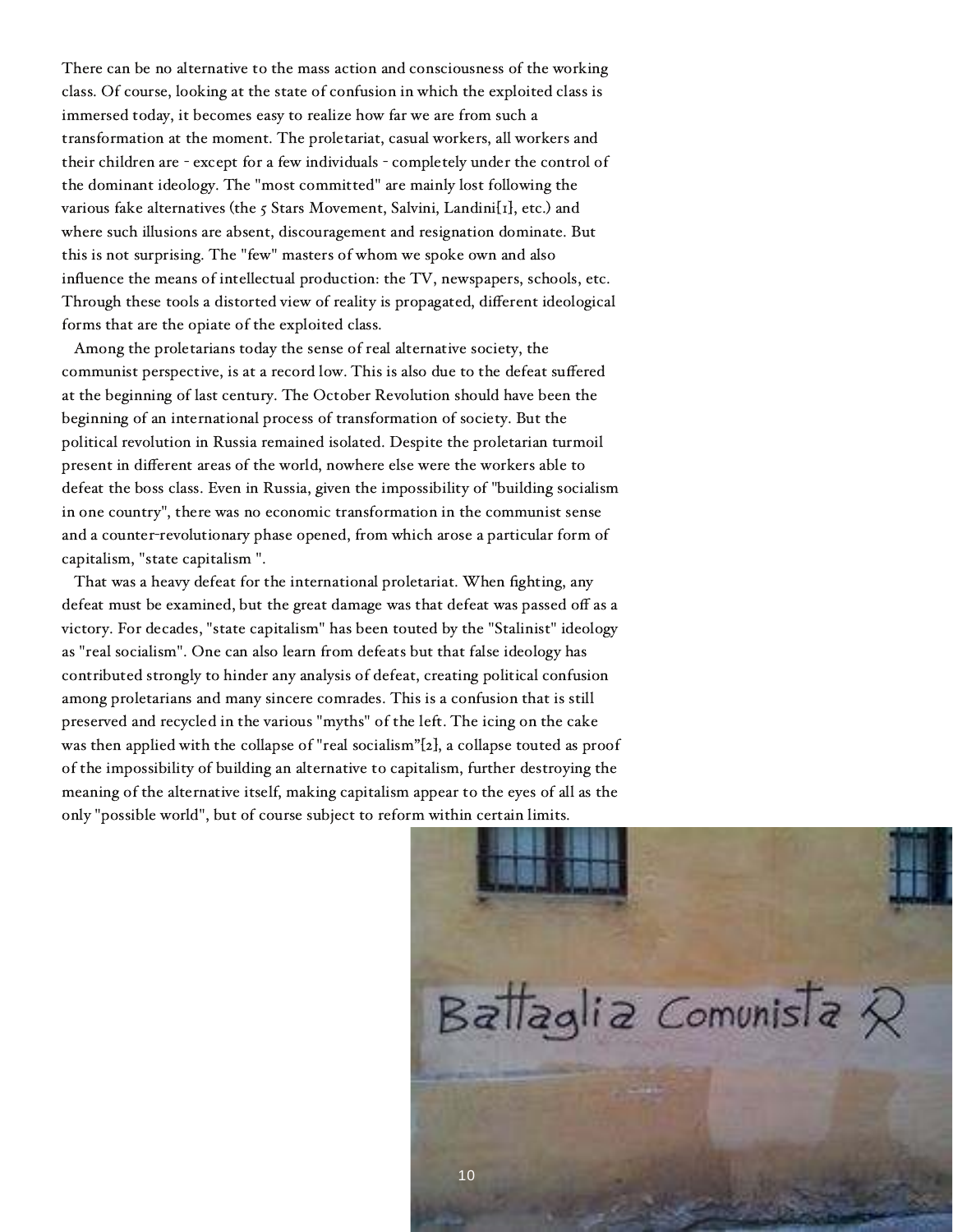There can be no alternative to the mass action and consciousness of the working class. Of course, looking at the state of confusion in which the exploited class is immersed today, it becomes easy to realize how far we are from such a transformation at the moment. The proletariat, casual workers, all workers and their children are - except for a few individuals - completely under the control of the dominant ideology. The "most committed" are mainly lost following the various fake alternatives (the 5 Stars Movement, Salvini, Landini[1], etc.) and where such illusions are absent, discouragement and resignation dominate. But this is not surprising. The "few" masters of whom we spoke own and also influence the means of intellectual production: the TV, newspapers, schools, etc. Through these tools a distorted view of reality is propagated, different ideological forms that are the opiate of the exploited class.

Among the proletarians today the sense of real alternative society, the communist perspective, is at a record low. This is also due to the defeat suffered at the beginning of last century. The October Revolution should have been the beginning of an international process of transformation of society. But the political revolution in Russia remained isolated. Despite the proletarian turmoil present in different areas of the world, nowhere else were the workers able to defeat the boss class. Even in Russia, given the impossibility of "building socialism in one country", there was no economic transformation in the communist sense and a counter-revolutionary phase opened, from which arose a particular form of capitalism, "state capitalism ".

That was a heavy defeat for the international proletariat. When fighting, any defeat must be examined, but the great damage was that defeat was passed off as a victory. For decades, "state capitalism" has been touted by the "Stalinist" ideology as "real socialism". One can also learn from defeats but that false ideology has contributed strongly to hinder any analysis of defeat, creating political confusion among proletarians and many sincere comrades. This is a confusion that is still preserved and recycled in the various "myths" of the left. The icing on the cake was then applied with the collapse of "real socialism"[2], a collapse touted as proof of the impossibility of building an alternative to capitalism, further destroying the meaning of the alternative itself, making capitalism appear to the eyes of all as the only "possible world", but of course subject to reform within certain limits.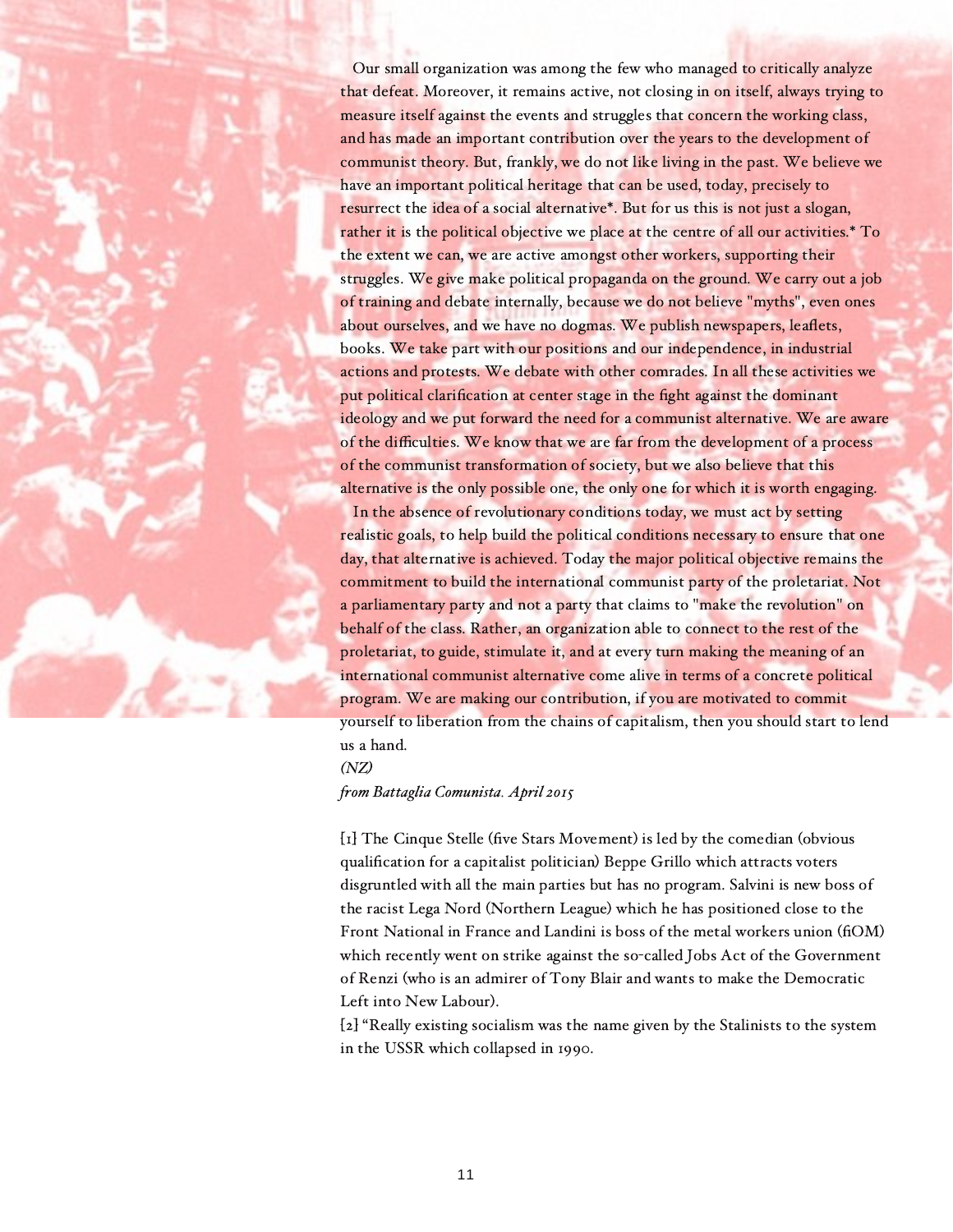Our small organization was among the few who managed to critically analyze that defeat. Moreover, it remains active, not closing in on itself, always trying to measure itself against the events and struggles that concern the working class, and has made an important contribution over the years to the development of communist theory. But, frankly, we do not like living in the past. We believe we have an important political heritage that can be used, today, precisely to resurrect the idea of a social alternative*. But for us this is not just a slogan, rather it is the political objective we place at the centre of all our activities.* To the extent we can, we are active amongst other workers, supporting their struggles. We give make political propaganda on the ground. We carry out a job of training and debate internally, because we do not believe "myths", even ones about ourselves, and we have no dogmas. We publish newspapers, leaflets, books. We take part with our positions and our independence, in industrial actions and protests. We debate with other comrades. In all these activities we put political clarification at center stage in the fight against the dominant ideology and we put forward the need for a communist alternative. We are aware of the difficulties. We know that we are far from the development of a process of the communist transformation of society, but we also believe that this alternative is the only possible one, the only one for which it is worth engaging.

In the absence of revolutionary conditions today, we must act by setting realistic goals, to help build the political conditions necessary to ensure that one day, that alternative is achieved. Today the major political objective remains the commitment to build the international communist party of the proletariat. Not a parliamentary party and not a party that claims to "make the revolution" on behalf of the class. Rather, an organization able to connect to the rest of the proletariat, to guide, stimulate it, and at every turn making the meaning of an international communist alternative come alive in terms of a concrete political program. We are making our contribution, if you are motivated to commit yourself to liberation from the chains of capitalism, then you should start to lend us a hand.

*(NZ)*

*from Battaglia Comunista. April 2015*

[1] The Cinque Stelle (five Stars Movement) is led by the comedian (obvious qualification for a capitalist politician) Beppe Grillo which attracts voters disgruntled with all the main parties but has no program. Salvini is new boss of the racist Lega Nord (Northern League) which he has positioned close to the Front National in France and Landini is boss of the metal workers union (fiOM) which recently went on strike against the so-called Jobs Act of the Government of Renzi (who is an admirer of Tony Blair and wants to make the Democratic Left into New Labour).

[2] "Really existing socialism was the name given by the Stalinists to the system in the USSR which collapsed in 1990.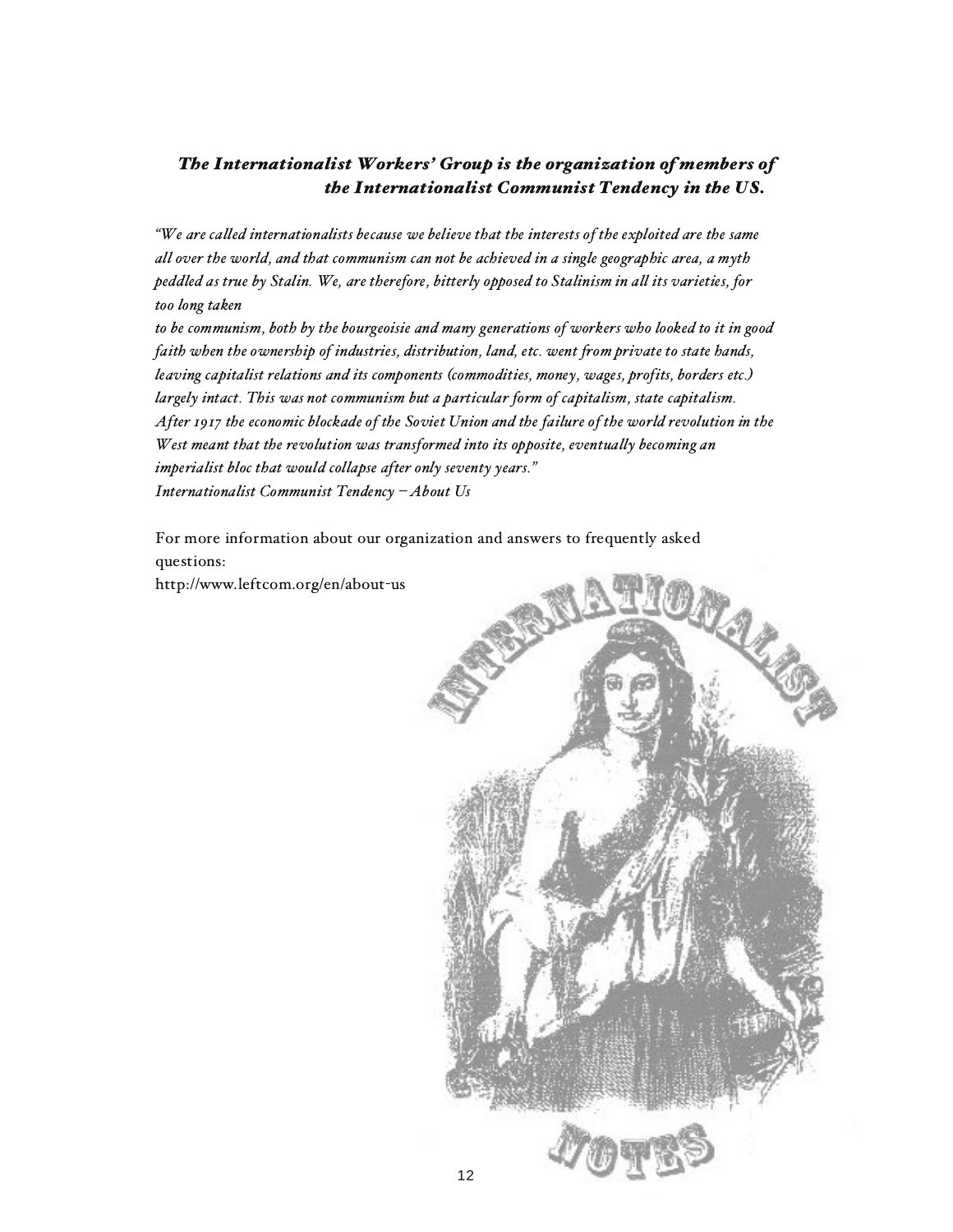***The Internationalist Workers' Group is the organization of members of the Internationalist Communist Tendency in the US.***

*"We are called internationalists because we believe that the interests of the exploited are the same all over the world, and that communism can not be achieved in a single geographic area, a myth peddled as true by Stalin. We, are therefore, bitterly opposed to Stalinism in all its varieties, for too long taken to be communism, both by the bourgeoisie and many generations of workers who looked to it in good faith when the ownership of industries, distribution, land, etc. went from private to state hands, leaving capitalist relations and its components (commodities, money, wages, profits, borders etc.) largely intact. This was not communism but a particular form of capitalism, state capitalism. After 1917 the economic blockade of the Soviet Union and the failure of the world revolution in the West meant that the revolution was transformed into its opposite, eventually becoming an imperialist bloc that would collapse after only seventy years."*
*Internationalist Communist Tendency – About Us*

For more information about our organization and answers to frequently asked questions:
http://www.leftcom.org/en/about-us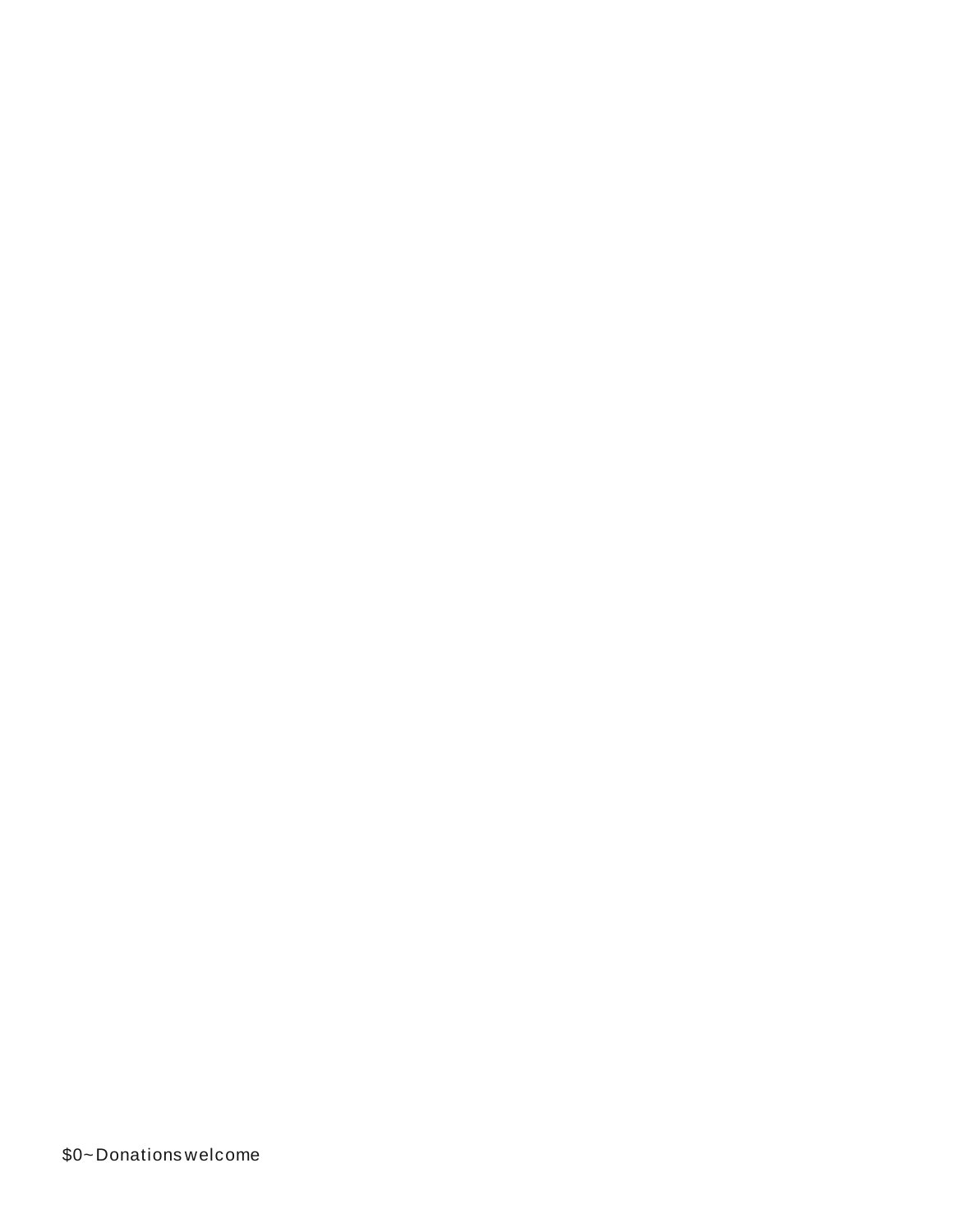$0~Donations welcome